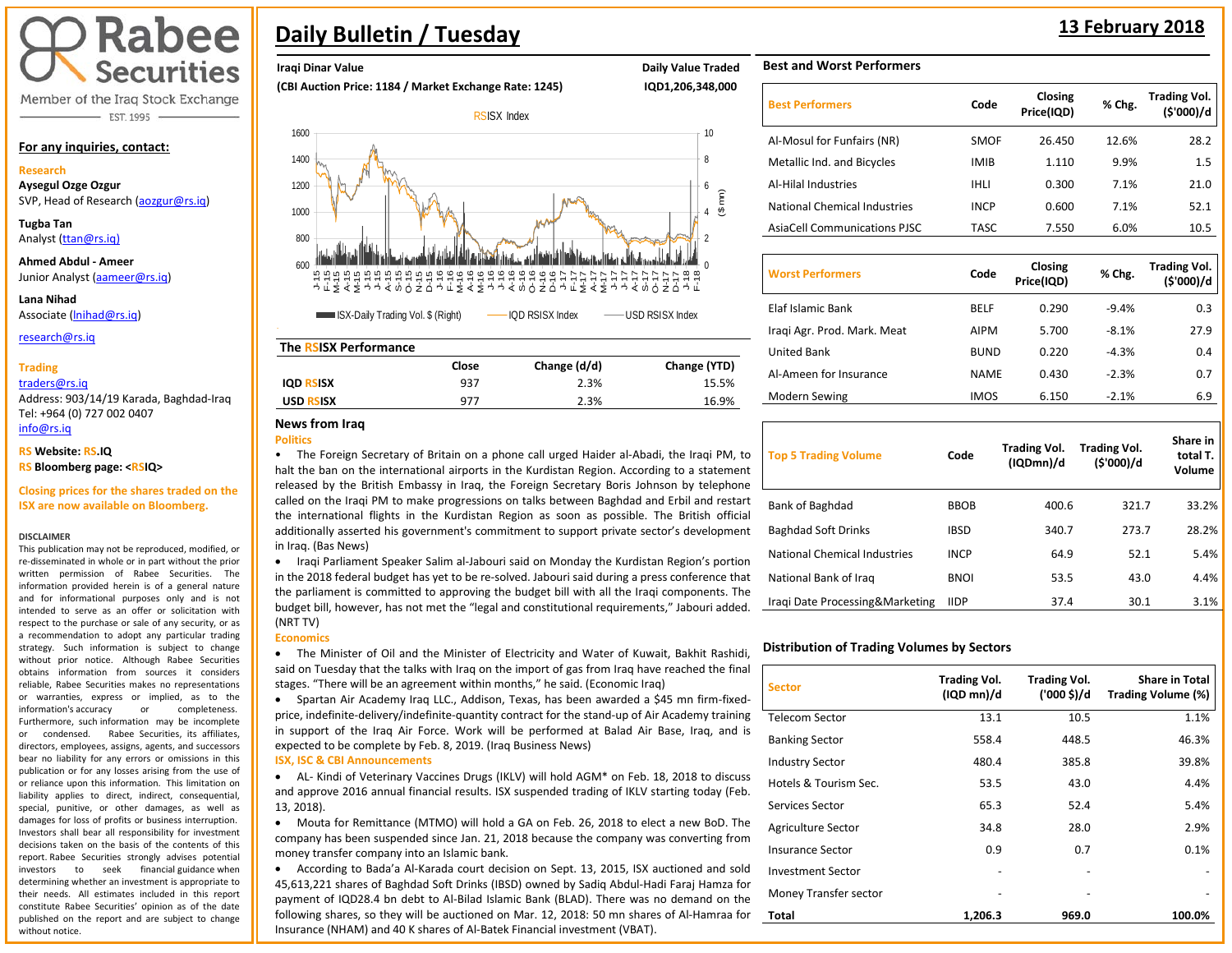# Rabee Securities

Member of the Iraq Stock Exchange

EST. 1995

# Daily Bulletin / Tuesday

**13 February 2018**

**For any inquiries, contact:**

**Research**

**Aysegul Ozge Ozgur**
SVP, Head of Research (aozgur@rs.iq)

**Tugba Tan**
Analyst (ttan@rs.iq)

**Ahmed Abdul - Ameer**
Junior Analyst (aameer@rs.iq)

**Lana Nihad**
Associate (lnihad@rs.iq)

research@rs.iq

**Trading**
traders@rs.iq
Address: 903/14/19 Karada, Baghdad-Iraq
Tel: +964 (0) 727 002 0407
info@rs.iq

**RS Website: RS.IQ**
**RS Bloomberg page: <RSIQ>**

**Closing prices for the shares traded on the ISX are now available on Bloomberg.**

**DISCLAIMER**
This publication may not be reproduced, modified, or re-disseminated in whole or in part without the prior written permission of Rabee Securities. The information provided herein is of a general nature and for informational purposes only and is not intended to serve as an offer or solicitation with respect to the purchase or sale of any security, or as a recommendation to adopt any particular trading strategy. Such information is subject to change without prior notice. Although Rabee Securities obtains information from sources it considers reliable, Rabee Securities makes no representations or warranties, express or implied, as to the information's accuracy or completeness. Furthermore, such information may be incomplete or condensed. Rabee Securities, its affiliates, directors, employees, assigns, agents, and successors bear no liability for any errors or omissions in this publication or for any losses arising from the use of or reliance upon this information. This limitation on liability applies to direct, indirect, consequential, special, punitive, or other damages, as well as damages for loss of profits or business interruption. Investors shall bear all responsibility for investment decisions taken on the basis of the contents of this report. Rabee Securities strongly advises potential investors to seek financial guidance when determining whether an investment is appropriate to their needs. All estimates included in this report constitute Rabee Securities' opinion as of the date published on the report and are subject to change without notice.

**Iraqi Dinar Value**
**(CBI Auction Price: 1184 / Market Exchange Rate: 1245)**

**Daily Value Traded**
**IQD1,206,348,000**

RSISX Index

(Chart: ISX-Daily Trading Vol. $ (Right); IQD RSISX Index; USD RSISX Index)

## The RSISX Performance

| | Close | Change (d/d) | Change (YTD) |
|---|---|---|---|
| **IQD RSISX** | 937 | 2.3% | 15.5% |
| **USD RSISX** | 977 | 2.3% | 16.9% |

## News from Iraq

**Politics**

- The Foreign Secretary of Britain on a phone call urged Haider al-Abadi, the Iraqi PM, to halt the ban on the international airports in the Kurdistan Region. According to a statement released by the British Embassy in Iraq, the Foreign Secretary Boris Johnson by telephone called on the Iraqi PM to make progressions on talks between Baghdad and Erbil and restart the international flights in the Kurdistan Region as soon as possible. The British official additionally asserted his government's commitment to support private sector's development in Iraq. (Bas News)
- Iraqi Parliament Speaker Salim al-Jabouri said on Monday the Kurdistan Region's portion in the 2018 federal budget has yet to be re-solved. Jabouri said during a press conference that the parliament is committed to approving the budget bill with all the Iraqi components. The budget bill, however, has not met the "legal and constitutional requirements," Jabouri added. (NRT TV)

**Economics**

- The Minister of Oil and the Minister of Electricity and Water of Kuwait, Bakhit Rashidi, said on Tuesday that the talks with Iraq on the import of gas from Iraq have reached the final stages. "There will be an agreement within months," he said. (Economic Iraq)
- Spartan Air Academy Iraq LLC., Addison, Texas, has been awarded a $45 mn firm-fixed-price, indefinite-delivery/indefinite-quantity contract for the stand-up of Air Academy training in support of the Iraq Air Force. Work will be performed at Balad Air Base, Iraq, and is expected to be complete by Feb. 8, 2019. (Iraq Business News)

**ISX, ISC & CBI Announcements**

- AL- Kindi of Veterinary Vaccines Drugs (IKLV) will hold AGM* on Feb. 18, 2018 to discuss and approve 2016 annual financial results. ISX suspended trading of IKLV starting today (Feb. 13, 2018).
- Mouta for Remittance (MTMO) will hold a GA on Feb. 26, 2018 to elect a new BoD. The company has been suspended since Jan. 21, 2018 because the company was converting from money transfer company into an Islamic bank.
- According to Bada'a Al-Karada court decision on Sept. 13, 2015, ISX auctioned and sold 45,613,221 shares of Baghdad Soft Drinks (IBSD) owned by Sadiq Abdul-Hadi Faraj Hamza for payment of IQD28.4 bn debt to Al-Bilad Islamic Bank (BLAD). There was no demand on the following shares, so they will be auctioned on Mar. 12, 2018: 50 mn shares of Al-Hamraa for Insurance (NHAM) and 40 K shares of Al-Batek Financial investment (VBAT).

## Best and Worst Performers

| Best Performers | Code | Closing Price(IQD) | % Chg. | Trading Vol. ($'000)/d |
|---|---|---|---|---|
| Al-Mosul for Funfairs (NR) | SMOF | 26.450 | 12.6% | 28.2 |
| Metallic Ind. and Bicycles | IMIB | 1.110 | 9.9% | 1.5 |
| Al-Hilal Industries | IHLI | 0.300 | 7.1% | 21.0 |
| National Chemical Industries | INCP | 0.600 | 7.1% | 52.1 |
| AsiaCell Communications PJSC | TASC | 7.550 | 6.0% | 10.5 |

| Worst Performers | Code | Closing Price(IQD) | % Chg. | Trading Vol. ($'000)/d |
|---|---|---|---|---|
| Elaf Islamic Bank | BELF | 0.290 | -9.4% | 0.3 |
| Iraqi Agr. Prod. Mark. Meat | AIPM | 5.700 | -8.1% | 27.9 |
| United Bank | BUND | 0.220 | -4.3% | 0.4 |
| Al-Ameen for Insurance | NAME | 0.430 | -2.3% | 0.7 |
| Modern Sewing | IMOS | 6.150 | -2.1% | 6.9 |

| Top 5 Trading Volume | Code | Trading Vol. (IQDmn)/d | Trading Vol. ($'000)/d | Share in total T. Volume |
|---|---|---|---|---|
| Bank of Baghdad | BBOB | 400.6 | 321.7 | 33.2% |
| Baghdad Soft Drinks | IBSD | 340.7 | 273.7 | 28.2% |
| National Chemical Industries | INCP | 64.9 | 52.1 | 5.4% |
| National Bank of Iraq | BNOI | 53.5 | 43.0 | 4.4% |
| Iraqi Date Processing&Marketing | IIDP | 37.4 | 30.1 | 3.1% |

## Distribution of Trading Volumes by Sectors

| Sector | Trading Vol. (IQD mn)/d | Trading Vol. ('000 $)/d | Share in Total Trading Volume (%) |
|---|---|---|---|
| Telecom Sector | 13.1 | 10.5 | 1.1% |
| Banking Sector | 558.4 | 448.5 | 46.3% |
| Industry Sector | 480.4 | 385.8 | 39.8% |
| Hotels & Tourism Sec. | 53.5 | 43.0 | 4.4% |
| Services Sector | 65.3 | 52.4 | 5.4% |
| Agriculture Sector | 34.8 | 28.0 | 2.9% |
| Insurance Sector | 0.9 | 0.7 | 0.1% |
| Investment Sector | - | - | - |
| Money Transfer sector | - | - | - |
| **Total** | **1,206.3** | **969.0** | **100.0%** |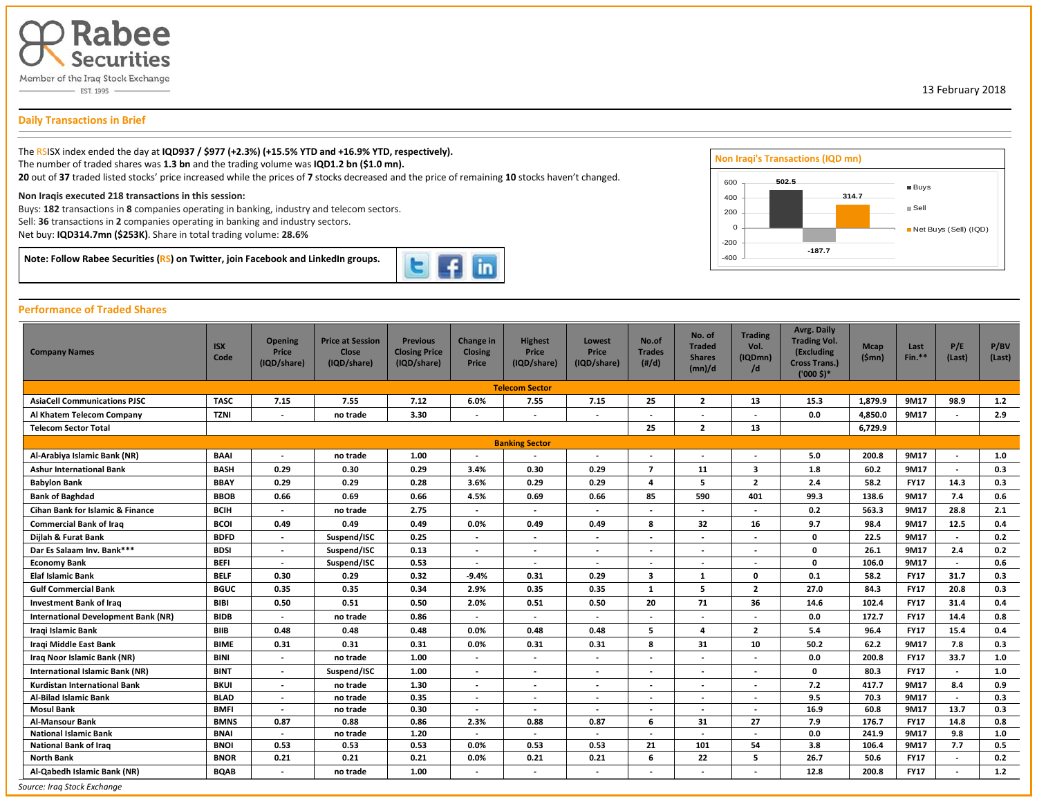Rabee Securities

Member of the Iraq Stock Exchange

EST. 1995

13 February 2018

## Daily Transactions in Brief

The RSISX index ended the day at **IQD937 / $977 (+2.3%) (+15.5% YTD and +16.9% YTD, respectively).**
The number of traded shares was **1.3 bn** and the trading volume was **IQD1.2 bn ($1.0 mn).**
**20** out of **37** traded listed stocks' price increased while the prices of **7** stocks decreased and the price of remaining **10** stocks haven't changed.

**Non Iraqis executed 218 transactions in this session:**
Buys: **182** transactions in **8** companies operating in banking, industry and telecom sectors.
Sell: **36** transactions in **2** companies operating in banking and industry sectors.
Net buy: **IQD314.7mn ($253K).** Share in total trading volume: **28.6%**

**Note: Follow Rabee Securities (RS) on Twitter, join Facebook and LinkedIn groups.**

**Non Iraqi's Transactions (IQD mn)**

| | Value |
|---|---|
| Buys | 502.5 |
| Sell | -187.7 |
| Net Buys (Sell) (IQD) | 314.7 |

## Performance of Traded Shares

| Company Names | ISX Code | Opening Price (IQD/share) | Price at Session Close (IQD/share) | Previous Closing Price (IQD/share) | Change in Closing Price | Highest Price (IQD/share) | Lowest Price (IQD/share) | No.of Trades (#/d) | No. of Traded Shares (mn)/d | Trading Vol. (IQDmn) /d | Avrg. Daily Trading Vol. (Excluding Cross Trans.) ('000 $)* | Mcap ($mn) | Last Fin.** | P/E (Last) | P/BV (Last) |
|---|---|---|---|---|---|---|---|---|---|---|---|---|---|---|---|
| **Telecom Sector** | | | | | | | | | | | | | | | |
| AsiaCell Communications PJSC | TASC | 7.15 | 7.55 | 7.12 | 6.0% | 7.55 | 7.15 | 25 | 2 | 13 | 15.3 | 1,879.9 | 9M17 | 98.9 | 1.2 |
| Al Khatem Telecom Company | TZNI | - | no trade | 3.30 | - | - | - | - | - | - | 0.0 | 4,850.0 | 9M17 | - | 2.9 |
| Telecom Sector Total | | | | | | | | 25 | 2 | 13 | | 6,729.9 | | | |
| **Banking Sector** | | | | | | | | | | | | | | | |
| Al-Arabiya Islamic Bank (NR) | BAAI | - | no trade | 1.00 | - | - | - | - | - | - | 5.0 | 200.8 | 9M17 | - | 1.0 |
| Ashur International Bank | BASH | 0.29 | 0.30 | 0.29 | 3.4% | 0.30 | 0.29 | 7 | 11 | 3 | 1.8 | 60.2 | 9M17 | - | 0.3 |
| Babylon Bank | BBAY | 0.29 | 0.29 | 0.28 | 3.6% | 0.29 | 0.29 | 4 | 5 | 2 | 2.4 | 58.2 | FY17 | 14.3 | 0.3 |
| Bank of Baghdad | BBOB | 0.66 | 0.69 | 0.66 | 4.5% | 0.69 | 0.66 | 85 | 590 | 401 | 99.3 | 138.6 | 9M17 | 7.4 | 0.6 |
| Cihan Bank for Islamic & Finance | BCIH | - | no trade | 2.75 | - | - | - | - | - | - | 0.2 | 563.3 | 9M17 | 28.8 | 2.1 |
| Commercial Bank of Iraq | BCOI | 0.49 | 0.49 | 0.49 | 0.0% | 0.49 | 0.49 | 8 | 32 | 16 | 9.7 | 98.4 | 9M17 | 12.5 | 0.4 |
| Dijlah & Furat Bank | BDFD | - | Suspend/ISC | 0.25 | - | - | - | - | - | - | 0 | 22.5 | 9M17 | - | 0.2 |
| Dar Es Salaam Inv. Bank*** | BDSI | - | Suspend/ISC | 0.13 | - | - | - | - | - | - | 0 | 26.1 | 9M17 | 2.4 | 0.2 |
| Economy Bank | BEFI | - | Suspend/ISC | 0.53 | - | - | - | - | - | - | 0 | 106.0 | 9M17 | - | 0.6 |
| Elaf Islamic Bank | BELF | 0.30 | 0.29 | 0.32 | -9.4% | 0.31 | 0.29 | 3 | 1 | 0 | 0.1 | 58.2 | FY17 | 31.7 | 0.3 |
| Gulf Commercial Bank | BGUC | 0.35 | 0.35 | 0.34 | 2.9% | 0.35 | 0.35 | 1 | 5 | 2 | 27.0 | 84.3 | FY17 | 20.8 | 0.3 |
| Investment Bank of Iraq | BIBI | 0.50 | 0.51 | 0.50 | 2.0% | 0.51 | 0.50 | 20 | 71 | 36 | 14.6 | 102.4 | FY17 | 31.4 | 0.4 |
| International Development Bank (NR) | BIDB | - | no trade | 0.86 | - | - | - | - | - | - | 0.0 | 172.7 | FY17 | 14.4 | 0.8 |
| Iraqi Islamic Bank | BIIB | 0.48 | 0.48 | 0.48 | 0.0% | 0.48 | 0.48 | 5 | 4 | 2 | 5.4 | 96.4 | FY17 | 15.4 | 0.4 |
| Iraqi Middle East Bank | BIME | 0.31 | 0.31 | 0.31 | 0.0% | 0.31 | 0.31 | 8 | 31 | 10 | 50.2 | 62.2 | 9M17 | 7.8 | 0.3 |
| Iraq Noor Islamic Bank (NR) | BINI | - | no trade | 1.00 | - | - | - | - | - | - | 0.0 | 200.8 | FY17 | 33.7 | 1.0 |
| International Islamic Bank (NR) | BINT | - | Suspend/ISC | 1.00 | - | - | - | - | - | - | 0 | 80.3 | FY17 | - | 1.0 |
| Kurdistan International Bank | BKUI | - | no trade | 1.30 | - | - | - | - | - | - | 7.2 | 417.7 | 9M17 | 8.4 | 0.9 |
| Al-Bilad Islamic Bank | BLAD | - | no trade | 0.35 | - | - | - | - | - | - | 9.5 | 70.3 | 9M17 | - | 0.3 |
| Mosul Bank | BMFI | - | no trade | 0.30 | - | - | - | - | - | - | 16.9 | 60.8 | 9M17 | 13.7 | 0.3 |
| Al-Mansour Bank | BMNS | 0.87 | 0.88 | 0.86 | 2.3% | 0.88 | 0.87 | 6 | 31 | 27 | 7.9 | 176.7 | FY17 | 14.8 | 0.8 |
| National Islamic Bank | BNAI | - | no trade | 1.20 | - | - | - | - | - | - | 0.0 | 241.9 | 9M17 | 9.8 | 1.0 |
| National Bank of Iraq | BNOI | 0.53 | 0.53 | 0.53 | 0.0% | 0.53 | 0.53 | 21 | 101 | 54 | 3.8 | 106.4 | 9M17 | 7.7 | 0.5 |
| North Bank | BNOR | 0.21 | 0.21 | 0.21 | 0.0% | 0.21 | 0.21 | 6 | 22 | 5 | 26.7 | 50.6 | FY17 | - | 0.2 |
| Al-Qabedh Islamic Bank (NR) | BQAB | - | no trade | 1.00 | - | - | - | - | - | - | 12.8 | 200.8 | FY17 | - | 1.2 |

*Source: Iraq Stock Exchange*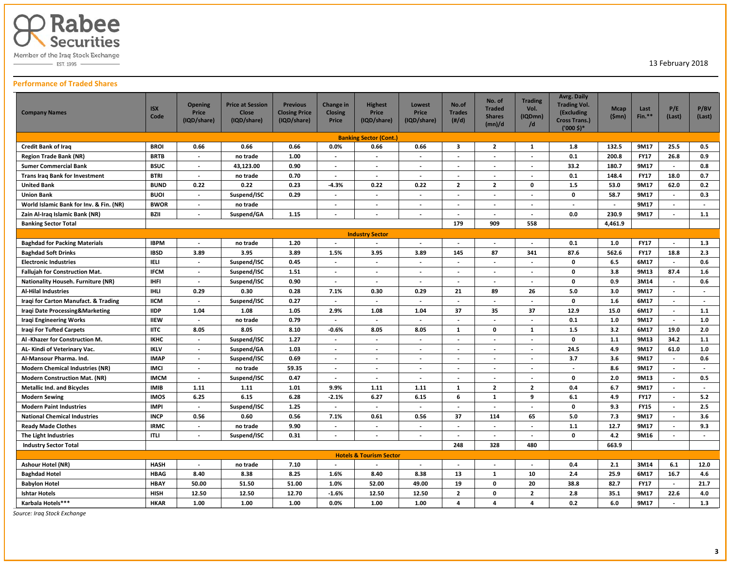Rabee Securities
Member of the Iraq Stock Exchange
EST. 1995

13 February 2018

## Performance of Traded Shares

| Company Names | ISX Code | Opening Price (IQD/share) | Price at Session Close (IQD/share) | Previous Closing Price (IQD/share) | Change in Closing Price | Highest Price (IQD/share) | Lowest Price (IQD/share) | No.of Trades (#/d) | No. of Traded Shares (mn)/d | Trading Vol. (IQDmn) /d | Avrg. Daily Trading Vol. (Excluding Cross Trans.) ('000 $)* | Mcap ($mn) | Last Fin.** | P/E (Last) | P/BV (Last) |
|---|---|---|---|---|---|---|---|---|---|---|---|---|---|---|---|
| **Banking Sector (Cont.)** | | | | | | | | | | | | | | | |
| Credit Bank of Iraq | BROI | 0.66 | 0.66 | 0.66 | 0.0% | 0.66 | 0.66 | 3 | 2 | 1 | 1.8 | 132.5 | 9M17 | 25.5 | 0.5 |
| Region Trade Bank (NR) | BRTB | - | no trade | 1.00 | - | - | - | - | - | - | 0.1 | 200.8 | FY17 | 26.8 | 0.9 |
| Sumer Commercial Bank | BSUC | - | 43,123.00 | 0.90 | - | - | - | - | - | - | 33.2 | 180.7 | 9M17 | - | 0.8 |
| Trans Iraq Bank for Investment | BTRI | - | no trade | 0.70 | - | - | - | - | - | - | 0.1 | 148.4 | FY17 | 18.0 | 0.7 |
| United Bank | BUND | 0.22 | 0.22 | 0.23 | -4.3% | 0.22 | 0.22 | 2 | 2 | 0 | 1.5 | 53.0 | 9M17 | 62.0 | 0.2 |
| Union Bank | BUOI | - | Suspend/ISC | 0.29 | - | - | - | - | - | - | 0 | 58.7 | 9M17 | - | 0.3 |
| World Islamic Bank for Inv. & Fin. (NR) | BWOR | - | no trade | | - | - | - | - | - | - | - | - | 9M17 | - | - |
| Zain Al-Iraq Islamic Bank (NR) | BZII | - | Suspend/GA | 1.15 | - | - | - | - | - | - | 0.0 | 230.9 | 9M17 | - | 1.1 |
| Banking Sector Total | | | | | | | | 179 | 909 | 558 | | 4,461.9 | | | |
| **Industry Sector** | | | | | | | | | | | | | | | |
| Baghdad for Packing Materials | IBPM | - | no trade | 1.20 | - | - | - | - | - | - | 0.1 | 1.0 | FY17 | - | 1.3 |
| Baghdad Soft Drinks | IBSD | 3.89 | 3.95 | 3.89 | 1.5% | 3.95 | 3.89 | 145 | 87 | 341 | 87.6 | 562.6 | FY17 | 18.8 | 2.3 |
| Electronic Industries | IELI | - | Suspend/ISC | 0.45 | - | - | - | - | - | - | 0 | 6.5 | 6M17 | - | 0.6 |
| Fallujah for Construction Mat. | IFCM | - | Suspend/ISC | 1.51 | - | - | - | - | - | - | 0 | 3.8 | 9M13 | 87.4 | 1.6 |
| Nationality Househ. Furniture (NR) | IHFI | - | Suspend/ISC | 0.90 | - | - | - | - | - | - | 0 | 0.9 | 3M14 | - | 0.6 |
| Al-Hilal Industries | IHLI | 0.29 | 0.30 | 0.28 | 7.1% | 0.30 | 0.29 | 21 | 89 | 26 | 5.0 | 3.0 | 9M17 | - | - |
| Iraqi for Carton Manufact. & Trading | IICM | - | Suspend/ISC | 0.27 | - | - | - | - | - | - | 0 | 1.6 | 6M17 | - | - |
| Iraqi Date Processing&Marketing | IIDP | 1.04 | 1.08 | 1.05 | 2.9% | 1.08 | 1.04 | 37 | 35 | 37 | 12.9 | 15.0 | 6M17 | - | 1.1 |
| Iraqi Engineering Works | IIEW | - | no trade | 0.79 | - | - | - | - | - | - | 0.1 | 1.0 | 9M17 | - | 1.0 |
| Iraqi For Tufted Carpets | IITC | 8.05 | 8.05 | 8.10 | -0.6% | 8.05 | 8.05 | 1 | 0 | 1 | 1.5 | 3.2 | 6M17 | 19.0 | 2.0 |
| Al -Khazer for Construction M. | IKHC | - | Suspend/ISC | 1.27 | - | - | - | - | - | - | 0 | 1.1 | 9M13 | 34.2 | 1.1 |
| AL- Kindi of Veterinary Vac. | IKLV | - | Suspend/GA | 1.03 | - | - | - | - | - | - | 24.5 | 4.9 | 9M17 | 61.0 | 1.0 |
| Al-Mansour Pharma. Ind. | IMAP | - | Suspend/ISC | 0.69 | - | - | - | - | - | - | 3.7 | 3.6 | 9M17 | - | 0.6 |
| Modern Chemical Industries (NR) | IMCI | - | no trade | 59.35 | - | - | - | - | - | - | - | 8.6 | 9M17 | - | - |
| Modern Construction Mat. (NR) | IMCM | - | Suspend/ISC | 0.47 | - | - | - | - | - | - | 0 | 2.0 | 9M13 | - | 0.5 |
| Metallic Ind. and Bicycles | IMIB | 1.11 | 1.11 | 1.01 | 9.9% | 1.11 | 1.11 | 1 | 2 | 2 | 0.4 | 6.7 | 9M17 | - | - |
| Modern Sewing | IMOS | 6.25 | 6.15 | 6.28 | -2.1% | 6.27 | 6.15 | 6 | 1 | 9 | 6.1 | 4.9 | FY17 | - | 5.2 |
| Modern Paint Industries | IMPI | - | Suspend/ISC | 1.25 | - | - | - | - | - | - | 0 | 9.3 | FY15 | - | 2.5 |
| National Chemical Industries | INCP | 0.56 | 0.60 | 0.56 | 7.1% | 0.61 | 0.56 | 37 | 114 | 65 | 5.0 | 7.3 | 9M17 | - | 3.6 |
| Ready Made Clothes | IRMC | - | no trade | 9.90 | - | - | - | - | - | - | 1.1 | 12.7 | 9M17 | - | 9.3 |
| The Light Industries | ITLI | - | Suspend/ISC | 0.31 | - | - | - | - | - | - | 0 | 4.2 | 9M16 | - | - |
| Industry Sector Total | | | | | | | | 248 | 328 | 480 | | 663.9 | | | |
| **Hotels & Tourism Sector** | | | | | | | | | | | | | | | |
| Ashour Hotel (NR) | HASH | - | no trade | 7.10 | - | - | - | - | - | - | 0.4 | 2.1 | 3M14 | 6.1 | 12.0 |
| Baghdad Hotel | HBAG | 8.40 | 8.38 | 8.25 | 1.6% | 8.40 | 8.38 | 13 | 1 | 10 | 2.4 | 25.9 | 6M17 | 16.7 | 4.6 |
| Babylon Hotel | HBAY | 50.00 | 51.50 | 51.00 | 1.0% | 52.00 | 49.00 | 19 | 0 | 20 | 38.8 | 82.7 | FY17 | - | 21.7 |
| Ishtar Hotels | HISH | 12.50 | 12.50 | 12.70 | -1.6% | 12.50 | 12.50 | 2 | 0 | 2 | 2.8 | 35.1 | 9M17 | 22.6 | 4.0 |
| Karbala Hotels*** | HKAR | 1.00 | 1.00 | 1.00 | 0.0% | 1.00 | 1.00 | 4 | 4 | 4 | 0.2 | 6.0 | 9M17 | - | 1.3 |

*Source: Iraq Stock Exchange*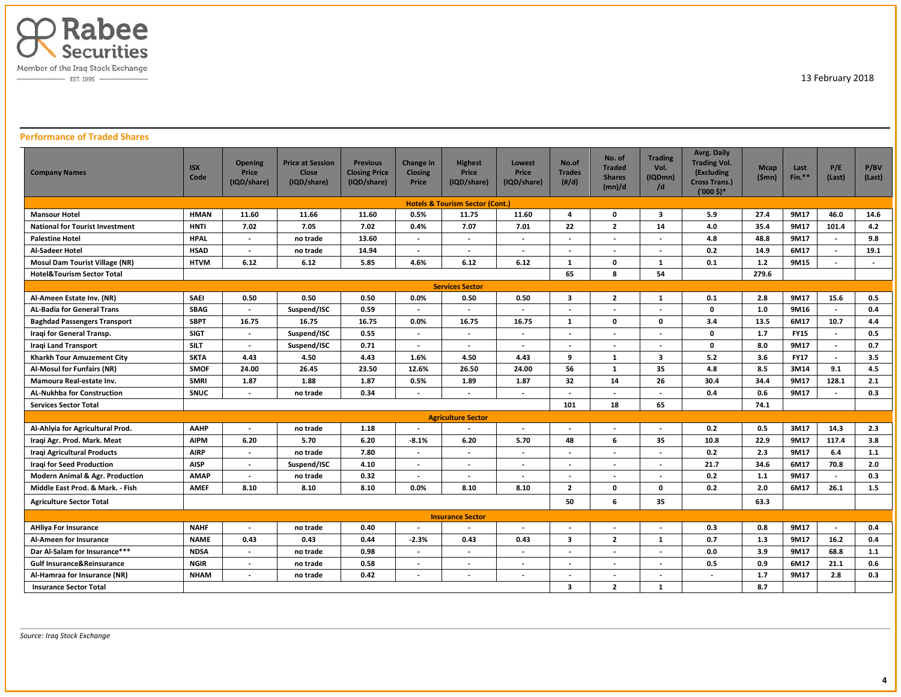13 February 2018

## Performance of Traded Shares

| Company Names | ISX Code | Opening Price (IQD/share) | Price at Session Close (IQD/share) | Previous Closing Price (IQD/share) | Change in Closing Price | Highest Price (IQD/share) | Lowest Price (IQD/share) | No.of Trades (#/d) | No. of Traded Shares (mn)/d | Trading Vol. (IQDmn) /d | Avrg. Daily Trading Vol. (Excluding Cross Trans.) ('000 $)* | Mcap ($mn) | Last Fin.** | P/E (Last) | P/BV (Last) |
|---|---|---|---|---|---|---|---|---|---|---|---|---|---|---|---|
| **Hotels & Tourism Sector (Cont.)** | | | | | | | | | | | | | | | |
| Mansour Hotel | HMAN | 11.60 | 11.66 | 11.60 | 0.5% | 11.75 | 11.60 | 4 | 0 | 3 | 5.9 | 27.4 | 9M17 | 46.0 | 14.6 |
| National for Tourist Investment | HNTI | 7.02 | 7.05 | 7.02 | 0.4% | 7.07 | 7.01 | 22 | 2 | 14 | 4.0 | 35.4 | 9M17 | 101.4 | 4.2 |
| Palestine Hotel | HPAL | - | no trade | 13.60 | - | - | - | - | - | - | 4.8 | 48.8 | 9M17 | - | 9.8 |
| Al-Sadeer Hotel | HSAD | - | no trade | 14.94 | - | - | - | - | - | - | 0.2 | 14.9 | 6M17 | - | 19.1 |
| Mosul Dam Tourist Village (NR) | HTVM | 6.12 | 6.12 | 5.85 | 4.6% | 6.12 | 6.12 | 1 | 0 | 1 | 0.1 | 1.2 | 9M15 | - | - |
| Hotel&Tourism Sector Total | | | | | | | | 65 | 8 | 54 | | 279.6 | | | |
| **Services Sector** | | | | | | | | | | | | | | | |
| Al-Ameen Estate Inv. (NR) | SAEI | 0.50 | 0.50 | 0.50 | 0.0% | 0.50 | 0.50 | 3 | 2 | 1 | 0.1 | 2.8 | 9M17 | 15.6 | 0.5 |
| AL-Badia for General Trans | SBAG | - | Suspend/ISC | 0.59 | - | - | - | - | - | - | 0 | 1.0 | 9M16 | - | 0.4 |
| Baghdad Passengers Transport | SBPT | 16.75 | 16.75 | 16.75 | 0.0% | 16.75 | 16.75 | 1 | 0 | 0 | 3.4 | 13.5 | 6M17 | 10.7 | 4.4 |
| Iraqi for General Transp. | SIGT | - | Suspend/ISC | 0.55 | - | - | - | - | - | - | 0 | 1.7 | FY15 | - | 0.5 |
| Iraqi Land Transport | SILT | - | Suspend/ISC | 0.71 | - | - | - | - | - | - | 0 | 8.0 | 9M17 | - | 0.7 |
| Kharkh Tour Amuzement City | SKTA | 4.43 | 4.50 | 4.43 | 1.6% | 4.50 | 4.43 | 9 | 1 | 3 | 5.2 | 3.6 | FY17 | - | 3.5 |
| Al-Mosul for Funfairs (NR) | SMOF | 24.00 | 26.45 | 23.50 | 12.6% | 26.50 | 24.00 | 56 | 1 | 35 | 4.8 | 8.5 | 3M14 | 9.1 | 4.5 |
| Mamoura Real-estate Inv. | SMRI | 1.87 | 1.88 | 1.87 | 0.5% | 1.89 | 1.87 | 32 | 14 | 26 | 30.4 | 34.4 | 9M17 | 128.1 | 2.1 |
| AL-Nukhba for Construction | SNUC | - | no trade | 0.34 | - | - | - | - | - | - | 0.4 | 0.6 | 9M17 | - | 0.3 |
| Services Sector Total | | | | | | | | 101 | 18 | 65 | | 74.1 | | | |
| **Agriculture Sector** | | | | | | | | | | | | | | | |
| Al-Ahlyia for Agricultural Prod. | AAHP | - | no trade | 1.18 | - | - | - | - | - | - | 0.2 | 0.5 | 3M17 | 14.3 | 2.3 |
| Iraqi Agr. Prod. Mark. Meat | AIPM | 6.20 | 5.70 | 6.20 | -8.1% | 6.20 | 5.70 | 48 | 6 | 35 | 10.8 | 22.9 | 9M17 | 117.4 | 3.8 |
| Iraqi Agricultural Products | AIRP | - | no trade | 7.80 | - | - | - | - | - | - | 0.2 | 2.3 | 9M17 | 6.4 | 1.1 |
| Iraqi for Seed Production | AISP | - | Suspend/ISC | 4.10 | - | - | - | - | - | - | 21.7 | 34.6 | 6M17 | 70.8 | 2.0 |
| Modern Animal & Agr. Production | AMAP | - | no trade | 0.32 | - | - | - | - | - | - | 0.2 | 1.1 | 9M17 | - | 0.3 |
| Middle East Prod. & Mark. - Fish | AMEF | 8.10 | 8.10 | 8.10 | 0.0% | 8.10 | 8.10 | 2 | 0 | 0 | 0.2 | 2.0 | 6M17 | 26.1 | 1.5 |
| Agriculture Sector Total | | | | | | | | 50 | 6 | 35 | | 63.3 | | | |
| **Insurance Sector** | | | | | | | | | | | | | | | |
| AHliya For Insurance | NAHF | - | no trade | 0.40 | - | - | - | - | - | - | 0.3 | 0.8 | 9M17 | - | 0.4 |
| Al-Ameen for Insurance | NAME | 0.43 | 0.43 | 0.44 | -2.3% | 0.43 | 0.43 | 3 | 2 | 1 | 0.7 | 1.3 | 9M17 | 16.2 | 0.4 |
| Dar Al-Salam for Insurance*** | NDSA | - | no trade | 0.98 | - | - | - | - | - | - | 0.0 | 3.9 | 9M17 | 68.8 | 1.1 |
| Gulf Insurance&Reinsurance | NGIR | - | no trade | 0.58 | - | - | - | - | - | - | 0.5 | 0.9 | 6M17 | 21.1 | 0.6 |
| Al-Hamraa for Insurance (NR) | NHAM | - | no trade | 0.42 | - | - | - | - | - | - | - | 1.7 | 9M17 | 2.8 | 0.3 |
| Insurance Sector Total | | | | | | | | 3 | 2 | 1 | | 8.7 | | | |

*Source: Iraq Stock Exchange*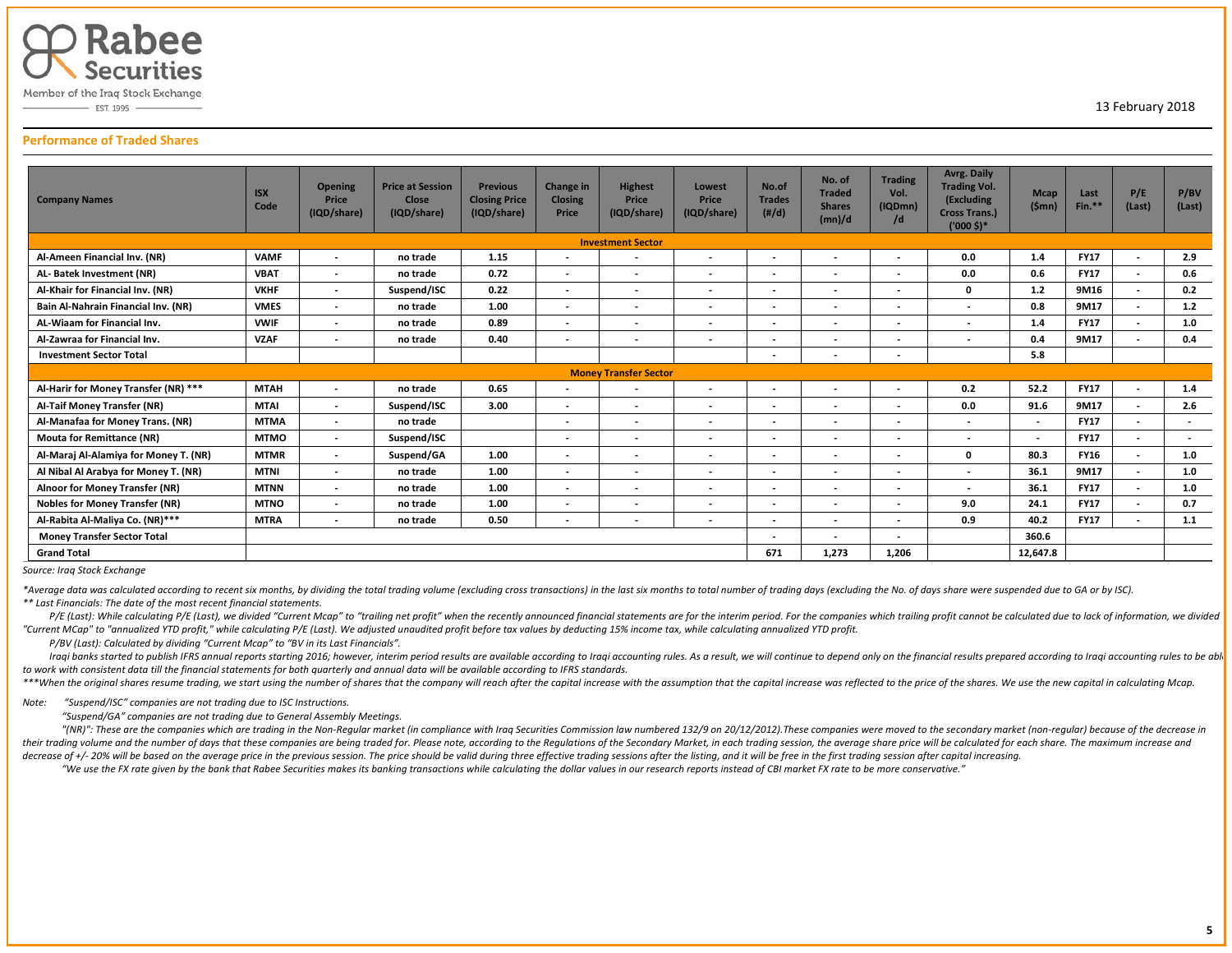13 February 2018

## Performance of Traded Shares

| Company Names | ISX Code | Opening Price (IQD/share) | Price at Session Close (IQD/share) | Previous Closing Price (IQD/share) | Change in Closing Price | Highest Price (IQD/share) | Lowest Price (IQD/share) | No.of Trades (#/d) | No. of Traded Shares (mn)/d | Trading Vol. (IQDmn)/d | Avrg. Daily Trading Vol. (Excluding Cross Trans.) ('000 $)* | Mcap ($mn) | Last Fin.** | P/E (Last) | P/BV (Last) |
|---|---|---|---|---|---|---|---|---|---|---|---|---|---|---|---|
| **Investment Sector** | | | | | | | | | | | | | | | |
| Al-Ameen Financial Inv. (NR) | VAMF | - | no trade | 1.15 | - | - | - | - | - | - | 0.0 | 1.4 | FY17 | - | 2.9 |
| AL- Batek Investment (NR) | VBAT | - | no trade | 0.72 | - | - | - | - | - | - | 0.0 | 0.6 | FY17 | - | 0.6 |
| Al-Khair for Financial Inv. (NR) | VKHF | - | Suspend/ISC | 0.22 | - | - | - | - | - | - | 0 | 1.2 | 9M16 | - | 0.2 |
| Bain Al-Nahrain Financial Inv. (NR) | VMES | - | no trade | 1.00 | - | - | - | - | - | - | - | 0.8 | 9M17 | - | 1.2 |
| AL-Wiaam for Financial Inv. | VWIF | - | no trade | 0.89 | - | - | - | - | - | - | - | 1.4 | FY17 | - | 1.0 |
| Al-Zawraa for Financial Inv. | VZAF | - | no trade | 0.40 | - | - | - | - | - | - | - | 0.4 | 9M17 | - | 0.4 |
| Investment Sector Total | | | | | | | | - | - | - | | 5.8 | | | |
| **Money Transfer Sector** | | | | | | | | | | | | | | | |
| Al-Harir for Money Transfer (NR) *** | MTAH | - | no trade | 0.65 | - | - | - | - | - | - | 0.2 | 52.2 | FY17 | - | 1.4 |
| Al-Taif Money Transfer (NR) | MTAI | - | Suspend/ISC | 3.00 | - | - | - | - | - | - | 0.0 | 91.6 | 9M17 | - | 2.6 |
| Al-Manafaa for Money Trans. (NR) | MTMA | - | no trade | | - | - | - | - | - | - | - | - | FY17 | - | - |
| Mouta for Remittance (NR) | MTMO | - | Suspend/ISC | | - | - | - | - | - | - | - | - | FY17 | - | - |
| Al-Maraj Al-Alamiya for Money T. (NR) | MTMR | - | Suspend/GA | 1.00 | - | - | - | - | - | - | 0 | 80.3 | FY16 | - | 1.0 |
| Al Nibal Al Arabya for Money T. (NR) | MTNI | - | no trade | 1.00 | - | - | - | - | - | - | - | 36.1 | 9M17 | - | 1.0 |
| Alnoor for Money Transfer (NR) | MTNN | - | no trade | 1.00 | - | - | - | - | - | - | - | 36.1 | FY17 | - | 1.0 |
| Nobles for Money Transfer (NR) | MTNO | - | no trade | 1.00 | - | - | - | - | - | - | 9.0 | 24.1 | FY17 | - | 0.7 |
| Al-Rabita Al-Maliya Co. (NR)*** | MTRA | - | no trade | 0.50 | - | - | - | - | - | - | 0.9 | 40.2 | FY17 | - | 1.1 |
| Money Transfer Sector Total | | | | | | | | - | - | - | | 360.6 | | | |
| Grand Total | | | | | | | | 671 | 1,273 | 1,206 | | 12,647.8 | | | |

*Source: Iraq Stock Exchange*

*\*Average data was calculated according to recent six months, by dividing the total trading volume (excluding cross transactions) in the last six months to total number of trading days (excluding the No. of days share were suspended due to GA or by ISC).*
*\*\* Last Financials: The date of the most recent financial statements.*
*P/E (Last): While calculating P/E (Last), we divided "Current Mcap" to "trailing net profit" when the recently announced financial statements are for the interim period. For the companies which trailing profit cannot be calculated due to lack of information, we divided "Current MCap" to "annualized YTD profit," while calculating P/E (Last). We adjusted unaudited profit before tax values by deducting 15% income tax, while calculating annualized YTD profit.*
*P/BV (Last): Calculated by dividing "Current Mcap" to "BV in its Last Financials".*
*Iraqi banks started to publish IFRS annual reports starting 2016; however, interim period results are available according to Iraqi accounting rules. As a result, we will continue to depend only on the financial results prepared according to Iraqi accounting rules to be able to work with consistent data till the financial statements for both quarterly and annual data will be available according to IFRS standards.*
*\*\*\*When the original shares resume trading, we start using the number of shares that the company will reach after the capital increase with the assumption that the capital increase was reflected to the price of the shares. We use the new capital in calculating Mcap.*

*Note: "Suspend/ISC" companies are not trading due to ISC Instructions.*
*"Suspend/GA" companies are not trading due to General Assembly Meetings.*
*"(NR)": These are the companies which are trading in the Non-Regular market (in compliance with Iraq Securities Commission law numbered 132/9 on 20/12/2012).These companies were moved to the secondary market (non-regular) because of the decrease in their trading volume and the number of days that these companies are being traded for. Please note, according to the Regulations of the Secondary Market, in each trading session, the average share price will be calculated for each share. The maximum increase and decrease of +/- 20% will be based on the average price in the previous session. The price should be valid during three effective trading sessions after the listing, and it will be free in the first trading session after capital increasing.*
*"We use the FX rate given by the bank that Rabee Securities makes its banking transactions while calculating the dollar values in our research reports instead of CBI market FX rate to be more conservative."*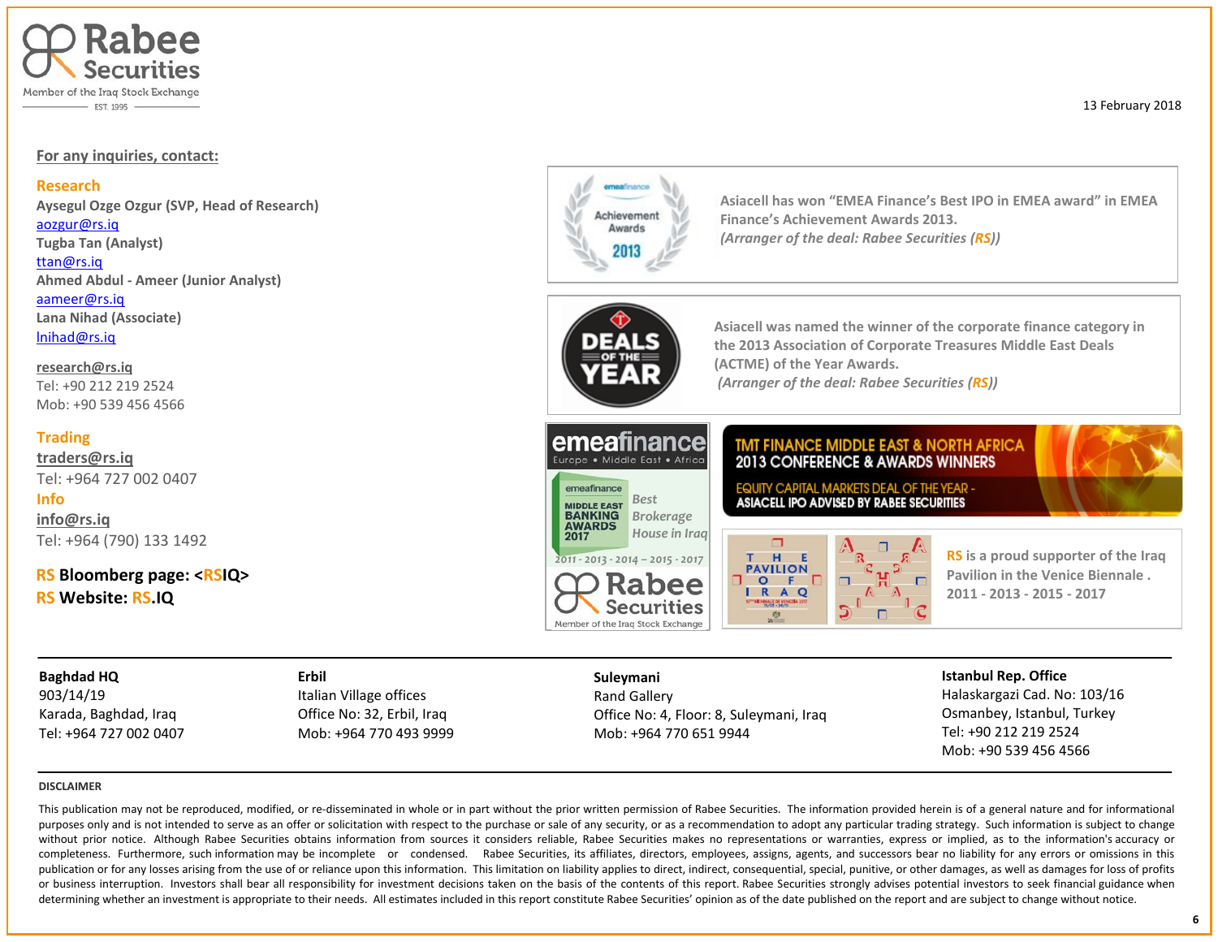13 February 2018

**For any inquiries, contact:**

**Research**

**Aysegul Ozge Ozgur (SVP, Head of Research)**
aozgur@rs.iq
**Tugba Tan (Analyst)**
ttan@rs.iq
**Ahmed Abdul - Ameer (Junior Analyst)**
aameer@rs.iq
**Lana Nihad (Associate)**
lnihad@rs.iq

research@rs.iq
Tel: +90 212 219 2524
Mob: +90 539 456 4566

**Trading**

traders@rs.iq
Tel: +964 727 002 0407

**Info**

info@rs.iq
Tel: +964 (790) 133 1492

**RS Bloomberg page: <RSIQ>**
**RS Website: RS.IQ**

Asiacell has won "EMEA Finance's Best IPO in EMEA award" in EMEA Finance's Achievement Awards 2013.
*(Arranger of the deal: Rabee Securities (RS))*

Asiacell was named the winner of the corporate finance category in the 2013 Association of Corporate Treasures Middle East Deals (ACTME) of the Year Awards.
*(Arranger of the deal: Rabee Securities (RS))*

emeafinance Middle East Banking Awards 2017 — *Best Brokerage House in Iraq* — 2011 - 2013 - 2014 – 2015 - 2017

TMT FINANCE MIDDLE EAST & NORTH AFRICA 2013 CONFERENCE & AWARDS WINNERS — EQUITY CAPITAL MARKETS DEAL OF THE YEAR - ASIACELL IPO ADVISED BY RABEE SECURITIES

RS is a proud supporter of the Iraq Pavilion in the Venice Biennale . 2011 - 2013 - 2015 - 2017

| Baghdad HQ | Erbil | Suleymani | Istanbul Rep. Office |
|---|---|---|---|
| 903/14/19 | Italian Village offices | Rand Gallery | Halaskargazi Cad. No: 103/16 |
| Karada, Baghdad, Iraq | Office No: 32, Erbil, Iraq | Office No: 4, Floor: 8, Suleymani, Iraq | Osmanbey, Istanbul, Turkey |
| Tel: +964 727 002 0407 | Mob: +964 770 493 9999 | Mob: +964 770 651 9944 | Tel: +90 212 219 2524 |
| | | | Mob: +90 539 456 4566 |

**DISCLAIMER**

This publication may not be reproduced, modified, or re-disseminated in whole or in part without the prior written permission of Rabee Securities. The information provided herein is of a general nature and for informational purposes only and is not intended to serve as an offer or solicitation with respect to the purchase or sale of any security, or as a recommendation to adopt any particular trading strategy. Such information is subject to change without prior notice. Although Rabee Securities obtains information from sources it considers reliable, Rabee Securities makes no representations or warranties, express or implied, as to the information's accuracy or completeness. Furthermore, such information may be incomplete or condensed. Rabee Securities, its affiliates, directors, employees, assigns, agents, and successors bear no liability for any errors or omissions in this publication or for any losses arising from the use of or reliance upon this information. This limitation on liability applies to direct, indirect, consequential, special, punitive, or other damages, as well as damages for loss of profits or business interruption. Investors shall bear all responsibility for investment decisions taken on the basis of the contents of this report. Rabee Securities strongly advises potential investors to seek financial guidance when determining whether an investment is appropriate to their needs. All estimates included in this report constitute Rabee Securities' opinion as of the date published on the report and are subject to change without notice.